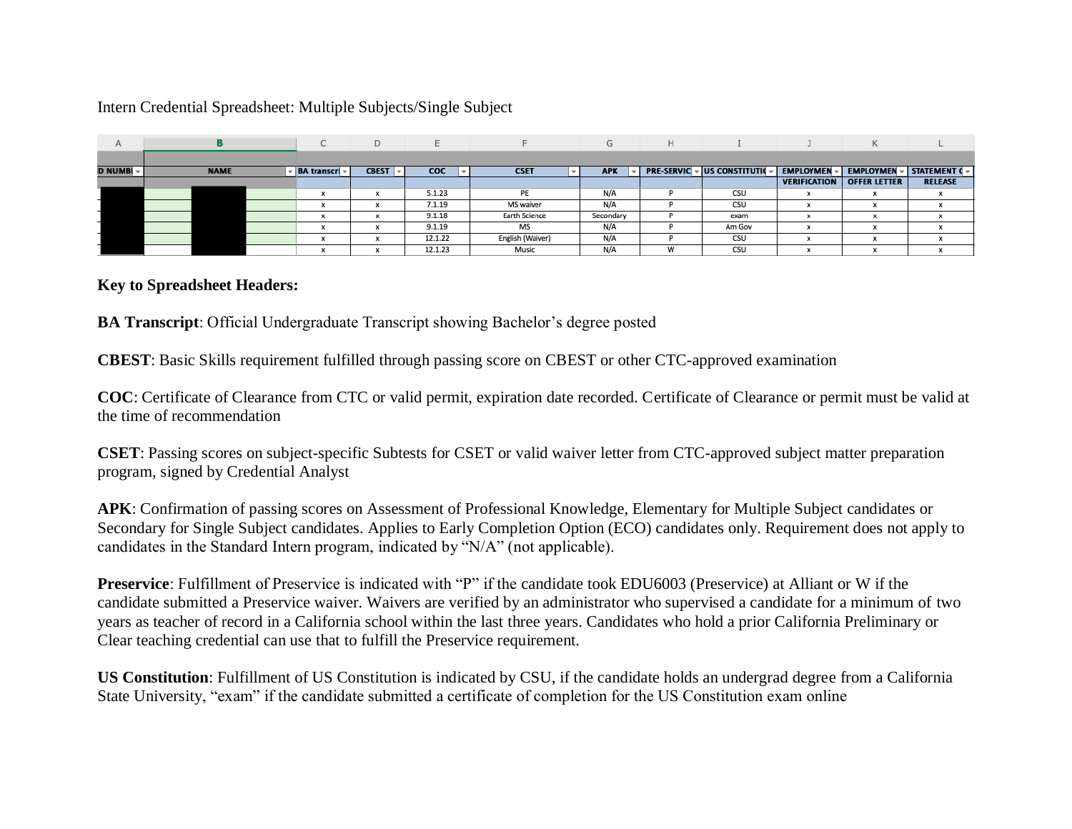Intern Credential Spreadsheet: Multiple Subjects/Single Subject

| D NUMB | NAME | BA transcri | CBEST | COC | CSET | APK | PRE-SERVIC | US CONSTITUTI | EMPLOYMEN VERIFICATION | EMPLOYMEN OFFER LETTER | STATEMENT C RELEASE |
|---|---|---|---|---|---|---|---|---|---|---|---|
| | | x | x | 5.1.23 | PE | N/A | P | CSU | x | x | x |
| | | x | x | 7.1.19 | MS waiver | N/A | P | CSU | x | x | x |
| | | x | x | 9.1.18 | Earth Science | Secondary | P | exam | x | x | x |
| | | x | x | 9.1.19 | MS | N/A | P | Am Gov | x | x | x |
| | | x | x | 12.1.22 | English (Waiver) | N/A | P | CSU | x | x | x |
| | | x | x | 12.1.23 | Music | N/A | W | CSU | x | x | x |

**Key to Spreadsheet Headers:**

**BA Transcript**: Official Undergraduate Transcript showing Bachelor's degree posted

**CBEST**: Basic Skills requirement fulfilled through passing score on CBEST or other CTC-approved examination

**COC**: Certificate of Clearance from CTC or valid permit, expiration date recorded. Certificate of Clearance or permit must be valid at the time of recommendation

**CSET**: Passing scores on subject-specific Subtests for CSET or valid waiver letter from CTC-approved subject matter preparation program, signed by Credential Analyst

**APK**: Confirmation of passing scores on Assessment of Professional Knowledge, Elementary for Multiple Subject candidates or Secondary for Single Subject candidates. Applies to Early Completion Option (ECO) candidates only. Requirement does not apply to candidates in the Standard Intern program, indicated by "N/A" (not applicable).

**Preservice**: Fulfillment of Preservice is indicated with "P" if the candidate took EDU6003 (Preservice) at Alliant or W if the candidate submitted a Preservice waiver. Waivers are verified by an administrator who supervised a candidate for a minimum of two years as teacher of record in a California school within the last three years. Candidates who hold a prior California Preliminary or Clear teaching credential can use that to fulfill the Preservice requirement.

**US Constitution**: Fulfillment of US Constitution is indicated by CSU, if the candidate holds an undergrad degree from a California State University, "exam" if the candidate submitted a certificate of completion for the US Constitution exam online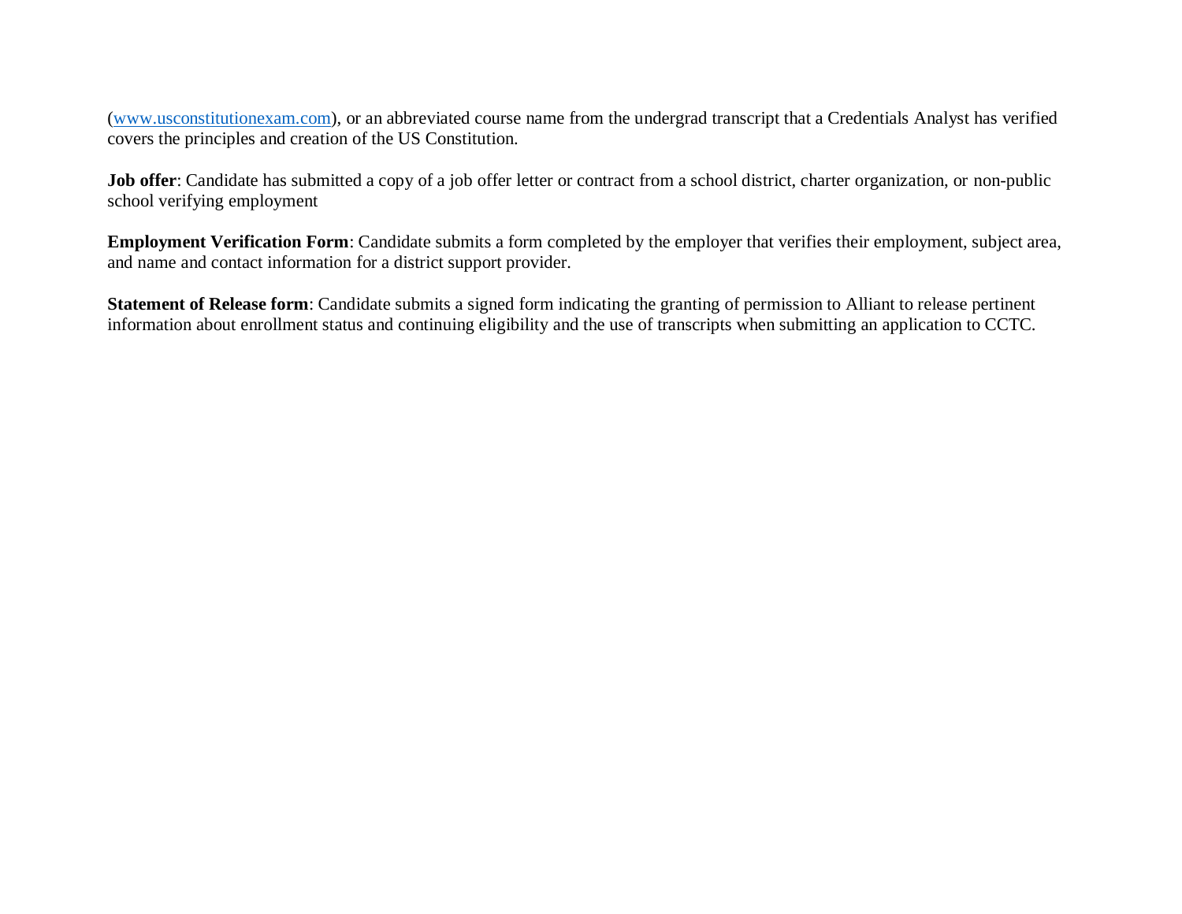([www.usconstitutionexam.com](www.usconstitutionexam.com)), or an abbreviated course name from the undergrad transcript that a Credentials Analyst has verified covers the principles and creation of the US Constitution.

**Job offer**: Candidate has submitted a copy of a job offer letter or contract from a school district, charter organization, or non-public school verifying employment

**Employment Verification Form**: Candidate submits a form completed by the employer that verifies their employment, subject area, and name and contact information for a district support provider.

**Statement of Release form**: Candidate submits a signed form indicating the granting of permission to Alliant to release pertinent information about enrollment status and continuing eligibility and the use of transcripts when submitting an application to CCTC.